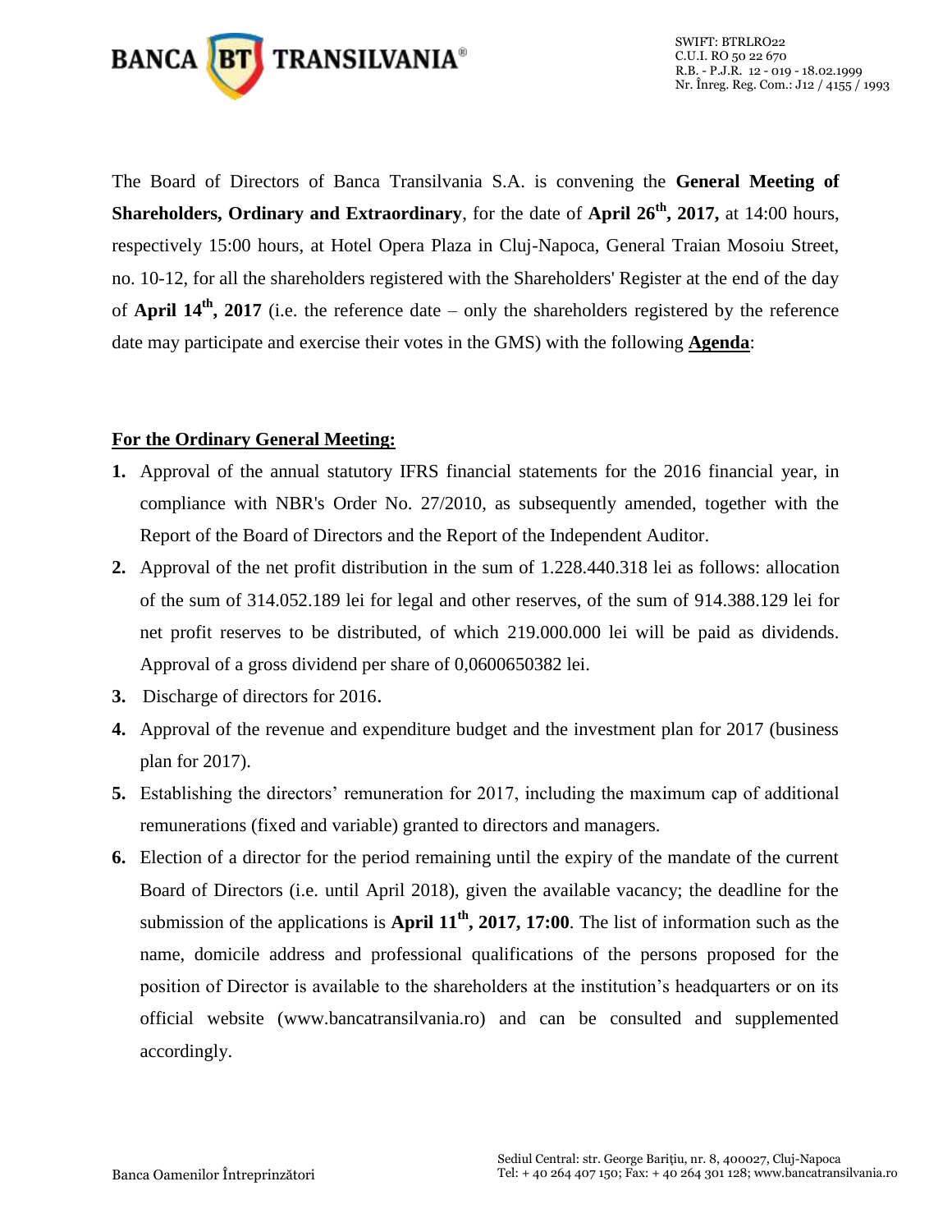The Board of Directors of Banca Transilvania S.A. is convening the **General Meeting of Shareholders, Ordinary and Extraordinary**, for the date of **April 26th, 2017,** at 14:00 hours, respectively 15:00 hours, at Hotel Opera Plaza in Cluj-Napoca, General Traian Mosoiu Street, no. 10-12, for all the shareholders registered with the Shareholders' Register at the end of the day of **April 14th, 2017** (i.e. the reference date – only the shareholders registered by the reference date may participate and exercise their votes in the GMS) with the following **Agenda**:

**For the Ordinary General Meeting:**

1. Approval of the annual statutory IFRS financial statements for the 2016 financial year, in compliance with NBR's Order No. 27/2010, as subsequently amended, together with the Report of the Board of Directors and the Report of the Independent Auditor.
2. Approval of the net profit distribution in the sum of 1.228.440.318 lei as follows: allocation of the sum of 314.052.189 lei for legal and other reserves, of the sum of 914.388.129 lei for net profit reserves to be distributed, of which 219.000.000 lei will be paid as dividends. Approval of a gross dividend per share of 0,0600650382 lei.
3. Discharge of directors for 2016.
4. Approval of the revenue and expenditure budget and the investment plan for 2017 (business plan for 2017).
5. Establishing the directors' remuneration for 2017, including the maximum cap of additional remunerations (fixed and variable) granted to directors and managers.
6. Election of a director for the period remaining until the expiry of the mandate of the current Board of Directors (i.e. until April 2018), given the available vacancy; the deadline for the submission of the applications is **April 11th, 2017, 17:00**. The list of information such as the name, domicile address and professional qualifications of the persons proposed for the position of Director is available to the shareholders at the institution's headquarters or on its official website (www.bancatransilvania.ro) and can be consulted and supplemented accordingly.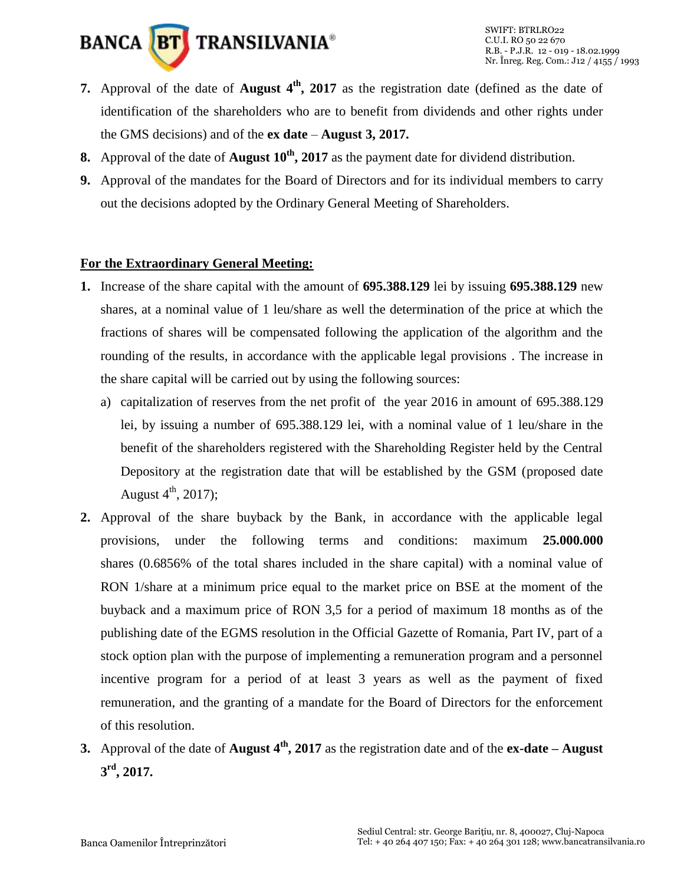7. Approval of the date of **August 4th, 2017** as the registration date (defined as the date of identification of the shareholders who are to benefit from dividends and other rights under the GMS decisions) and of the **ex date** – **August 3, 2017.**
8. Approval of the date of **August 10th, 2017** as the payment date for dividend distribution.
9. Approval of the mandates for the Board of Directors and for its individual members to carry out the decisions adopted by the Ordinary General Meeting of Shareholders.

**For the Extraordinary General Meeting:**

1. Increase of the share capital with the amount of **695.388.129** lei by issuing **695.388.129** new shares, at a nominal value of 1 leu/share as well the determination of the price at which the fractions of shares will be compensated following the application of the algorithm and the rounding of the results, in accordance with the applicable legal provisions . The increase in the share capital will be carried out by using the following sources:
   a) capitalization of reserves from the net profit of the year 2016 in amount of 695.388.129 lei, by issuing a number of 695.388.129 lei, with a nominal value of 1 leu/share in the benefit of the shareholders registered with the Shareholding Register held by the Central Depository at the registration date that will be established by the GSM (proposed date August 4th, 2017);
2. Approval of the share buyback by the Bank, in accordance with the applicable legal provisions, under the following terms and conditions: maximum **25.000.000** shares (0.6856% of the total shares included in the share capital) with a nominal value of RON 1/share at a minimum price equal to the market price on BSE at the moment of the buyback and a maximum price of RON 3,5 for a period of maximum 18 months as of the publishing date of the EGMS resolution in the Official Gazette of Romania, Part IV, part of a stock option plan with the purpose of implementing a remuneration program and a personnel incentive program for a period of at least 3 years as well as the payment of fixed remuneration, and the granting of a mandate for the Board of Directors for the enforcement of this resolution.
3. Approval of the date of **August 4th, 2017** as the registration date and of the **ex-date – August 3rd, 2017.**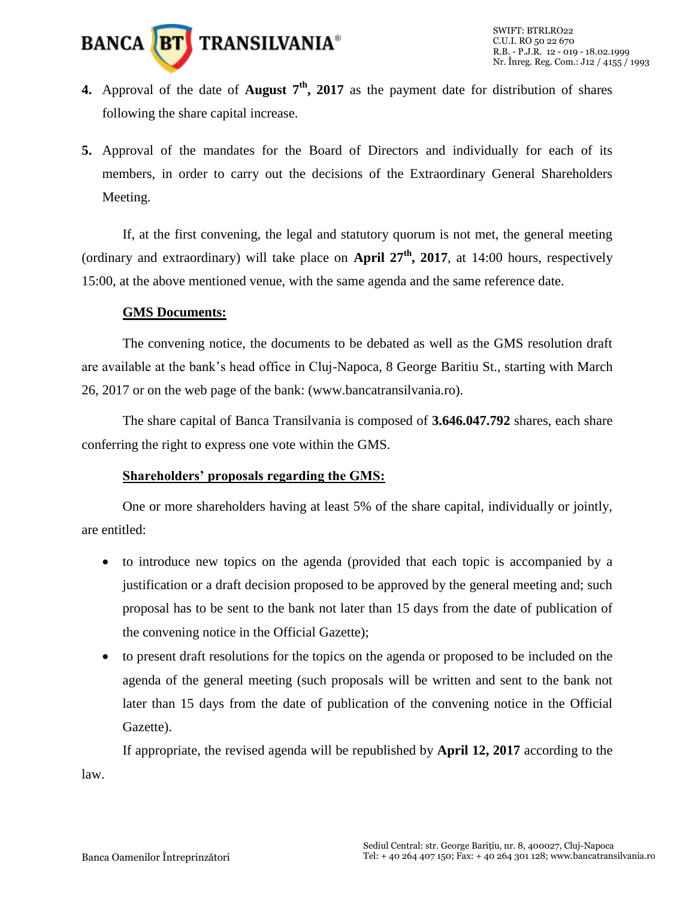4. Approval of the date of **August 7th, 2017** as the payment date for distribution of shares following the share capital increase.

5. Approval of the mandates for the Board of Directors and individually for each of its members, in order to carry out the decisions of the Extraordinary General Shareholders Meeting.

If, at the first convening, the legal and statutory quorum is not met, the general meeting (ordinary and extraordinary) will take place on **April 27th, 2017**, at 14:00 hours, respectively 15:00, at the above mentioned venue, with the same agenda and the same reference date.

**GMS Documents:**

The convening notice, the documents to be debated as well as the GMS resolution draft are available at the bank's head office in Cluj-Napoca, 8 George Baritiu St., starting with March 26, 2017 or on the web page of the bank: (www.bancatransilvania.ro).

The share capital of Banca Transilvania is composed of **3.646.047.792** shares, each share conferring the right to express one vote within the GMS.

**Shareholders' proposals regarding the GMS:**

One or more shareholders having at least 5% of the share capital, individually or jointly, are entitled:

- to introduce new topics on the agenda (provided that each topic is accompanied by a justification or a draft decision proposed to be approved by the general meeting and; such proposal has to be sent to the bank not later than 15 days from the date of publication of the convening notice in the Official Gazette);
- to present draft resolutions for the topics on the agenda or proposed to be included on the agenda of the general meeting (such proposals will be written and sent to the bank not later than 15 days from the date of publication of the convening notice in the Official Gazette).

If appropriate, the revised agenda will be republished by **April 12, 2017** according to the law.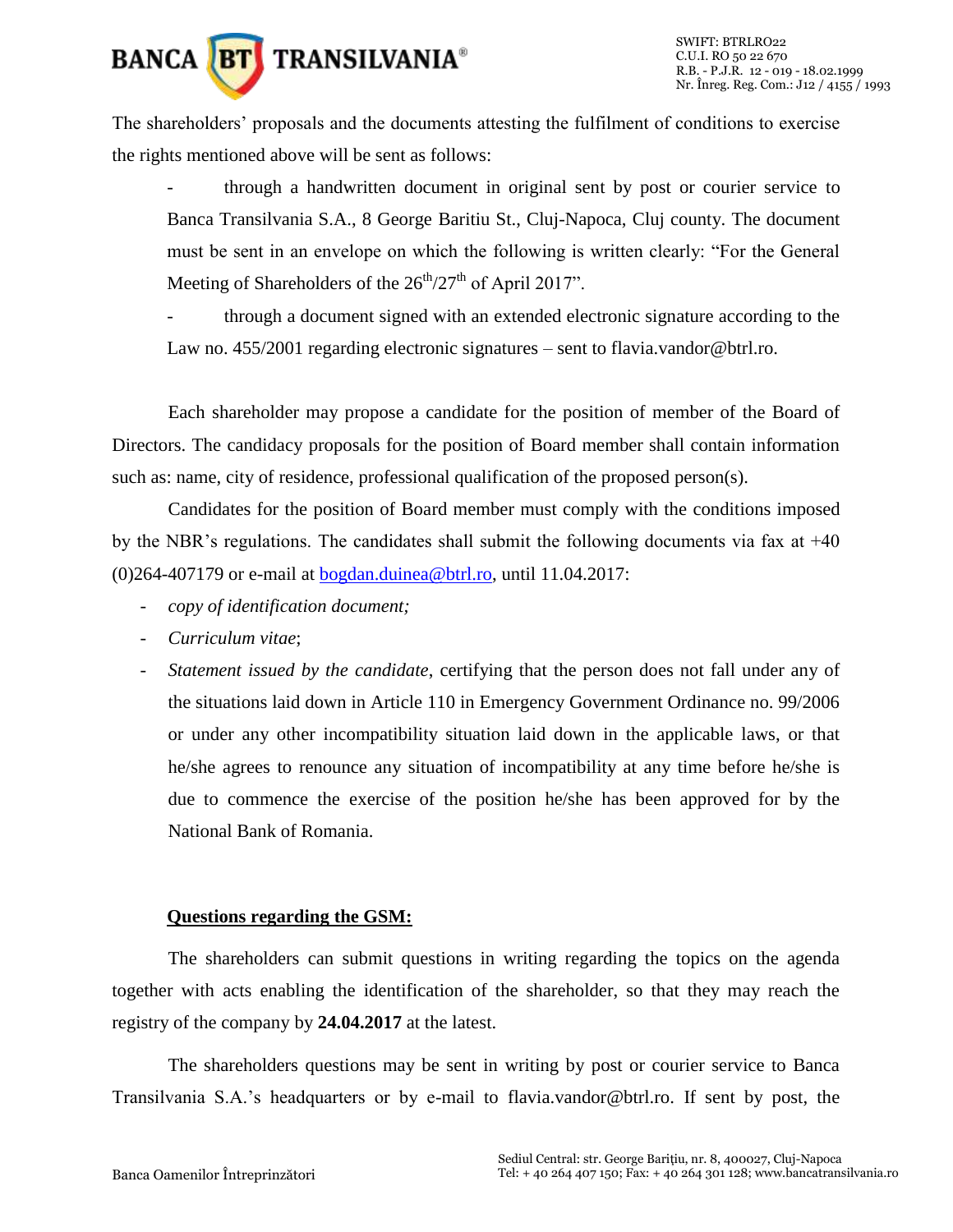The shareholders' proposals and the documents attesting the fulfilment of conditions to exercise the rights mentioned above will be sent as follows:

- through a handwritten document in original sent by post or courier service to Banca Transilvania S.A., 8 George Baritiu St., Cluj-Napoca, Cluj county. The document must be sent in an envelope on which the following is written clearly: "For the General Meeting of Shareholders of the 26th/27th of April 2017".
- through a document signed with an extended electronic signature according to the Law no. 455/2001 regarding electronic signatures – sent to flavia.vandor@btrl.ro.

Each shareholder may propose a candidate for the position of member of the Board of Directors. The candidacy proposals for the position of Board member shall contain information such as: name, city of residence, professional qualification of the proposed person(s).

Candidates for the position of Board member must comply with the conditions imposed by the NBR's regulations. The candidates shall submit the following documents via fax at +40 (0)264-407179 or e-mail at bogdan.duinea@btrl.ro, until 11.04.2017:

- *copy of identification document;*
- *Curriculum vitae*;
- *Statement issued by the candidate*, certifying that the person does not fall under any of the situations laid down in Article 110 in Emergency Government Ordinance no. 99/2006 or under any other incompatibility situation laid down in the applicable laws, or that he/she agrees to renounce any situation of incompatibility at any time before he/she is due to commence the exercise of the position he/she has been approved for by the National Bank of Romania.

**Questions regarding the GSM:**

The shareholders can submit questions in writing regarding the topics on the agenda together with acts enabling the identification of the shareholder, so that they may reach the registry of the company by **24.04.2017** at the latest.

The shareholders questions may be sent in writing by post or courier service to Banca Transilvania S.A.'s headquarters or by e-mail to flavia.vandor@btrl.ro. If sent by post, the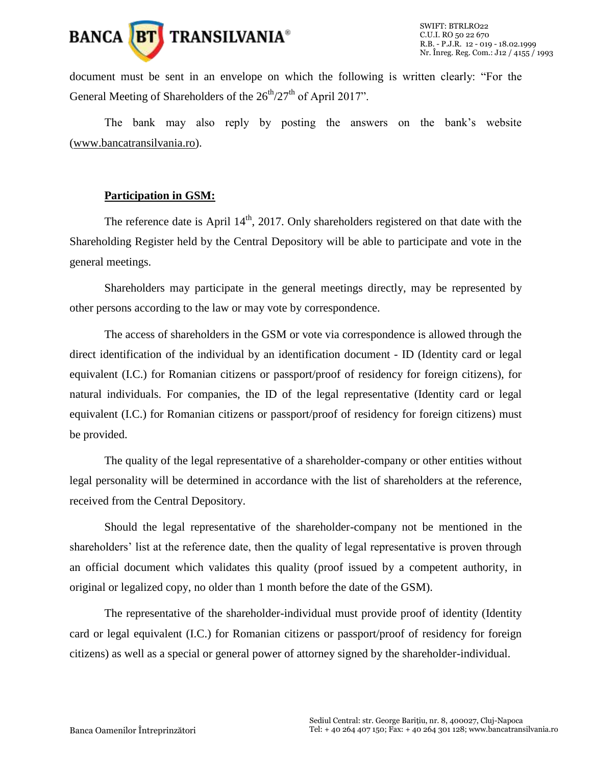document must be sent in an envelope on which the following is written clearly: "For the General Meeting of Shareholders of the 26th/27th of April 2017".

The bank may also reply by posting the answers on the bank's website (www.bancatransilvania.ro).

**Participation in GSM:**

The reference date is April 14th, 2017. Only shareholders registered on that date with the Shareholding Register held by the Central Depository will be able to participate and vote in the general meetings.

Shareholders may participate in the general meetings directly, may be represented by other persons according to the law or may vote by correspondence.

The access of shareholders in the GSM or vote via correspondence is allowed through the direct identification of the individual by an identification document - ID (Identity card or legal equivalent (I.C.) for Romanian citizens or passport/proof of residency for foreign citizens), for natural individuals. For companies, the ID of the legal representative (Identity card or legal equivalent (I.C.) for Romanian citizens or passport/proof of residency for foreign citizens) must be provided.

The quality of the legal representative of a shareholder-company or other entities without legal personality will be determined in accordance with the list of shareholders at the reference, received from the Central Depository.

Should the legal representative of the shareholder-company not be mentioned in the shareholders' list at the reference date, then the quality of legal representative is proven through an official document which validates this quality (proof issued by a competent authority, in original or legalized copy, no older than 1 month before the date of the GSM).

The representative of the shareholder-individual must provide proof of identity (Identity card or legal equivalent (I.C.) for Romanian citizens or passport/proof of residency for foreign citizens) as well as a special or general power of attorney signed by the shareholder-individual.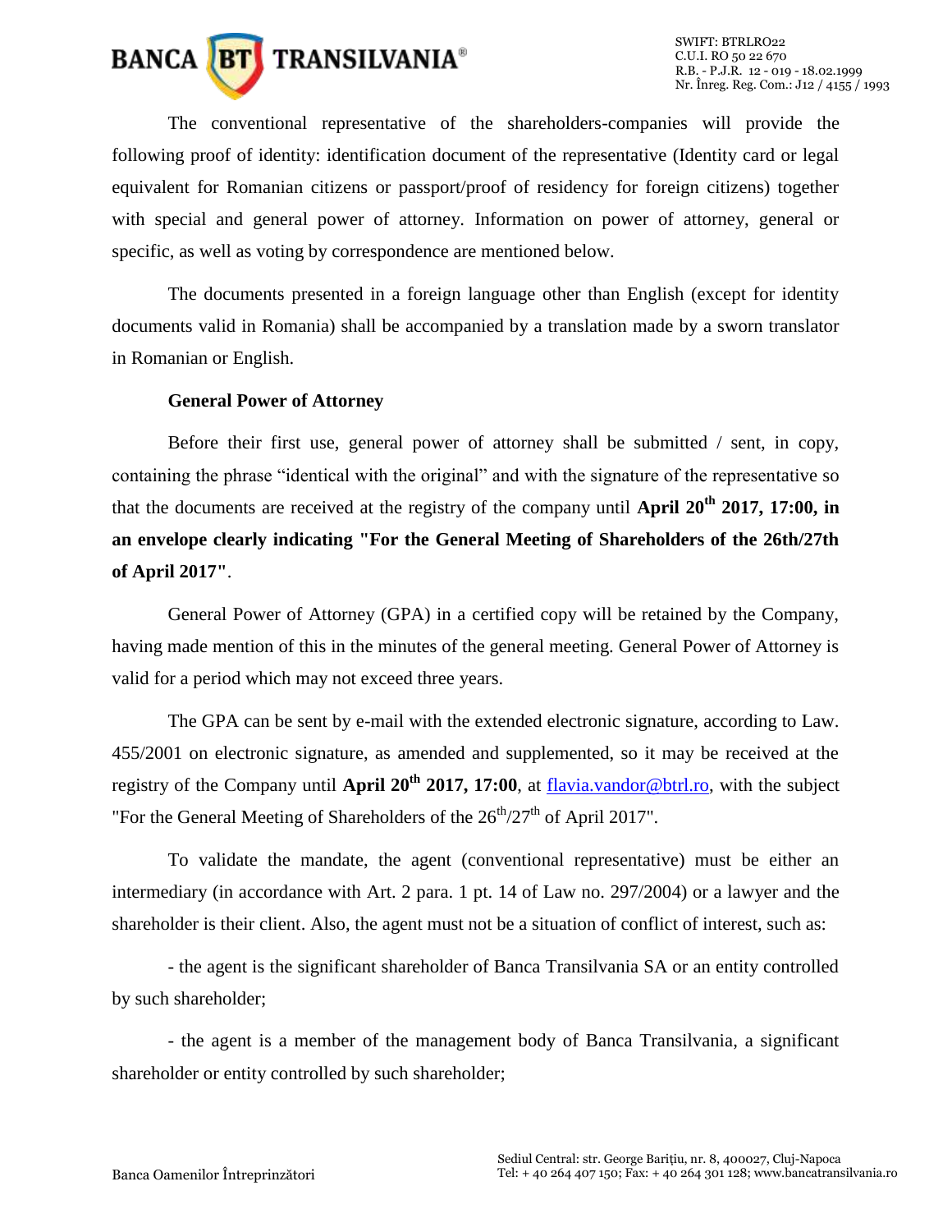The conventional representative of the shareholders-companies will provide the following proof of identity: identification document of the representative (Identity card or legal equivalent for Romanian citizens or passport/proof of residency for foreign citizens) together with special and general power of attorney. Information on power of attorney, general or specific, as well as voting by correspondence are mentioned below.

The documents presented in a foreign language other than English (except for identity documents valid in Romania) shall be accompanied by a translation made by a sworn translator in Romanian or English.

**General Power of Attorney**

Before their first use, general power of attorney shall be submitted / sent, in copy, containing the phrase "identical with the original" and with the signature of the representative so that the documents are received at the registry of the company until **April 20th 2017, 17:00, in an envelope clearly indicating "For the General Meeting of Shareholders of the 26th/27th of April 2017"**.

General Power of Attorney (GPA) in a certified copy will be retained by the Company, having made mention of this in the minutes of the general meeting. General Power of Attorney is valid for a period which may not exceed three years.

The GPA can be sent by e-mail with the extended electronic signature, according to Law. 455/2001 on electronic signature, as amended and supplemented, so it may be received at the registry of the Company until **April 20th 2017, 17:00**, at flavia.vandor@btrl.ro, with the subject "For the General Meeting of Shareholders of the 26th/27th of April 2017".

To validate the mandate, the agent (conventional representative) must be either an intermediary (in accordance with Art. 2 para. 1 pt. 14 of Law no. 297/2004) or a lawyer and the shareholder is their client. Also, the agent must not be a situation of conflict of interest, such as:

- the agent is the significant shareholder of Banca Transilvania SA or an entity controlled by such shareholder;

- the agent is a member of the management body of Banca Transilvania, a significant shareholder or entity controlled by such shareholder;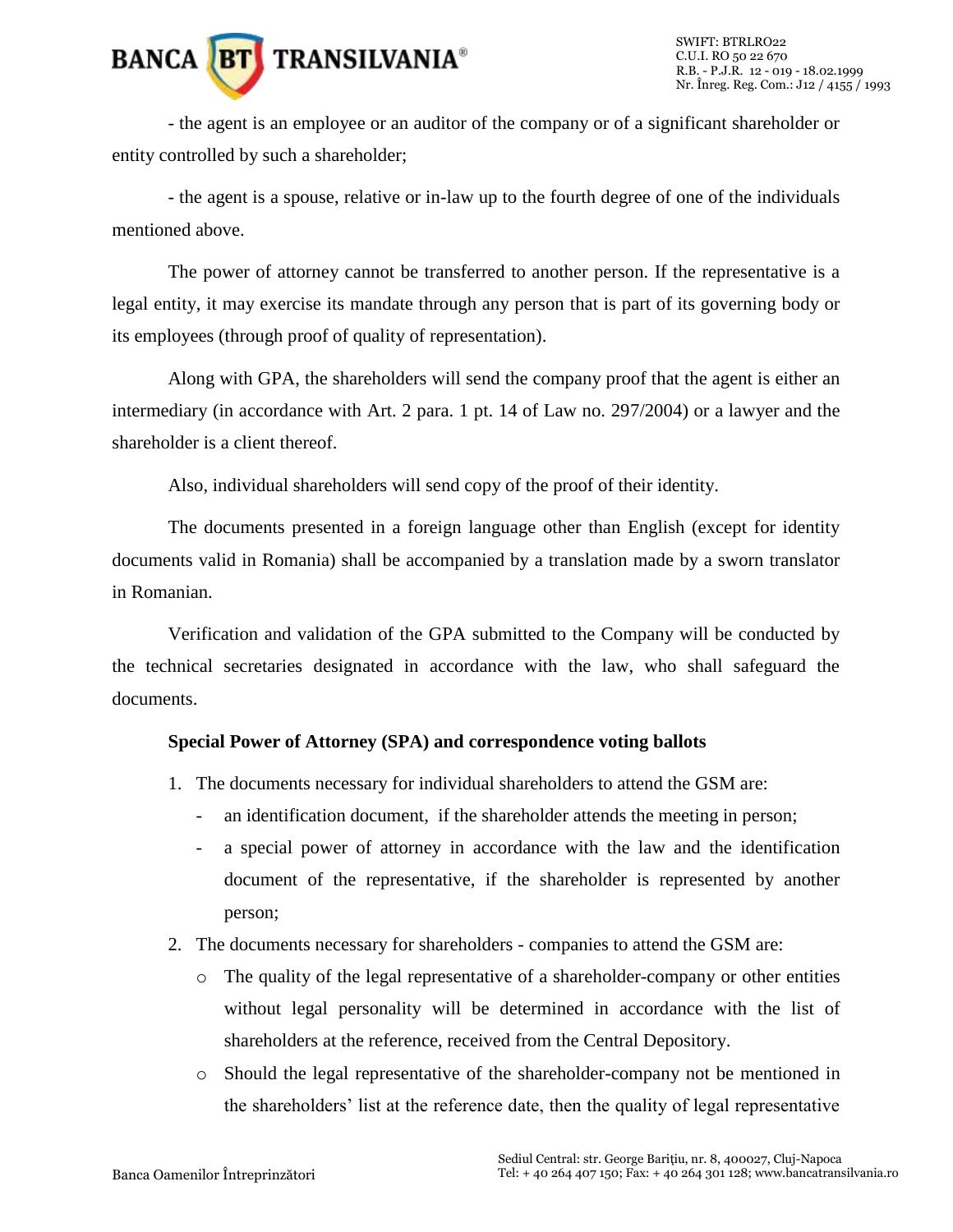- the agent is an employee or an auditor of the company or of a significant shareholder or entity controlled by such a shareholder;

- the agent is a spouse, relative or in-law up to the fourth degree of one of the individuals mentioned above.

The power of attorney cannot be transferred to another person. If the representative is a legal entity, it may exercise its mandate through any person that is part of its governing body or its employees (through proof of quality of representation).

Along with GPA, the shareholders will send the company proof that the agent is either an intermediary (in accordance with Art. 2 para. 1 pt. 14 of Law no. 297/2004) or a lawyer and the shareholder is a client thereof.

Also, individual shareholders will send copy of the proof of their identity.

The documents presented in a foreign language other than English (except for identity documents valid in Romania) shall be accompanied by a translation made by a sworn translator in Romanian.

Verification and validation of the GPA submitted to the Company will be conducted by the technical secretaries designated in accordance with the law, who shall safeguard the documents.

**Special Power of Attorney (SPA) and correspondence voting ballots**

1. The documents necessary for individual shareholders to attend the GSM are:
   - an identification document, if the shareholder attends the meeting in person;
   - a special power of attorney in accordance with the law and the identification document of the representative, if the shareholder is represented by another person;
2. The documents necessary for shareholders - companies to attend the GSM are:
   - The quality of the legal representative of a shareholder-company or other entities without legal personality will be determined in accordance with the list of shareholders at the reference, received from the Central Depository.
   - Should the legal representative of the shareholder-company not be mentioned in the shareholders' list at the reference date, then the quality of legal representative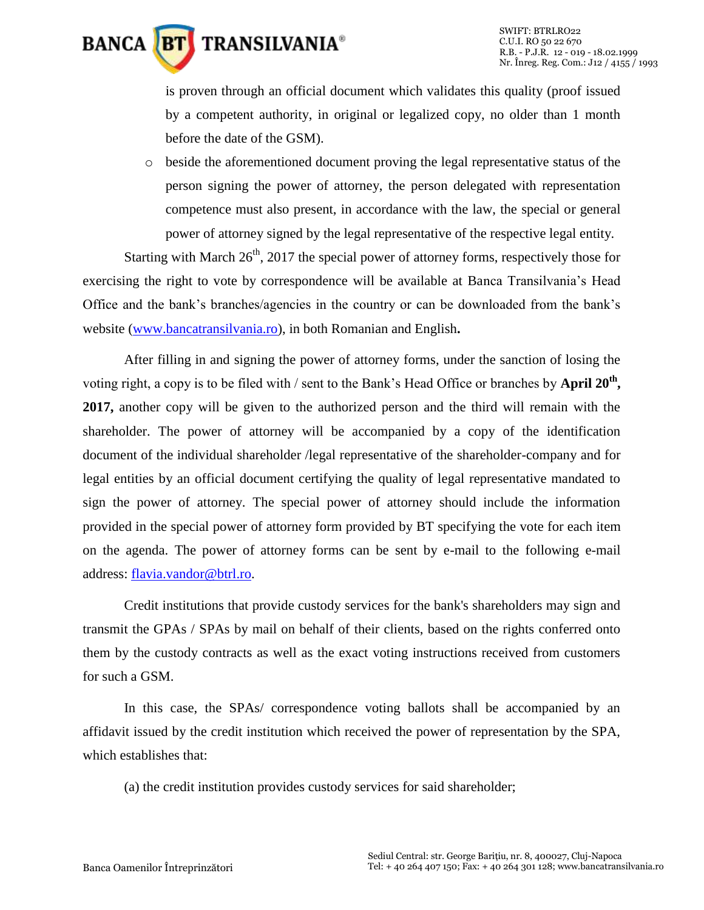is proven through an official document which validates this quality (proof issued by a competent authority, in original or legalized copy, no older than 1 month before the date of the GSM).

- beside the aforementioned document proving the legal representative status of the person signing the power of attorney, the person delegated with representation competence must also present, in accordance with the law, the special or general power of attorney signed by the legal representative of the respective legal entity.

Starting with March 26th, 2017 the special power of attorney forms, respectively those for exercising the right to vote by correspondence will be available at Banca Transilvania's Head Office and the bank's branches/agencies in the country or can be downloaded from the bank's website (www.bancatransilvania.ro), in both Romanian and English**.**

After filling in and signing the power of attorney forms, under the sanction of losing the voting right, a copy is to be filed with / sent to the Bank's Head Office or branches by **April 20th, 2017,** another copy will be given to the authorized person and the third will remain with the shareholder. The power of attorney will be accompanied by a copy of the identification document of the individual shareholder /legal representative of the shareholder-company and for legal entities by an official document certifying the quality of legal representative mandated to sign the power of attorney. The special power of attorney should include the information provided in the special power of attorney form provided by BT specifying the vote for each item on the agenda. The power of attorney forms can be sent by e-mail to the following e-mail address: flavia.vandor@btrl.ro.

Credit institutions that provide custody services for the bank's shareholders may sign and transmit the GPAs / SPAs by mail on behalf of their clients, based on the rights conferred onto them by the custody contracts as well as the exact voting instructions received from customers for such a GSM.

In this case, the SPAs/ correspondence voting ballots shall be accompanied by an affidavit issued by the credit institution which received the power of representation by the SPA, which establishes that:

(a) the credit institution provides custody services for said shareholder;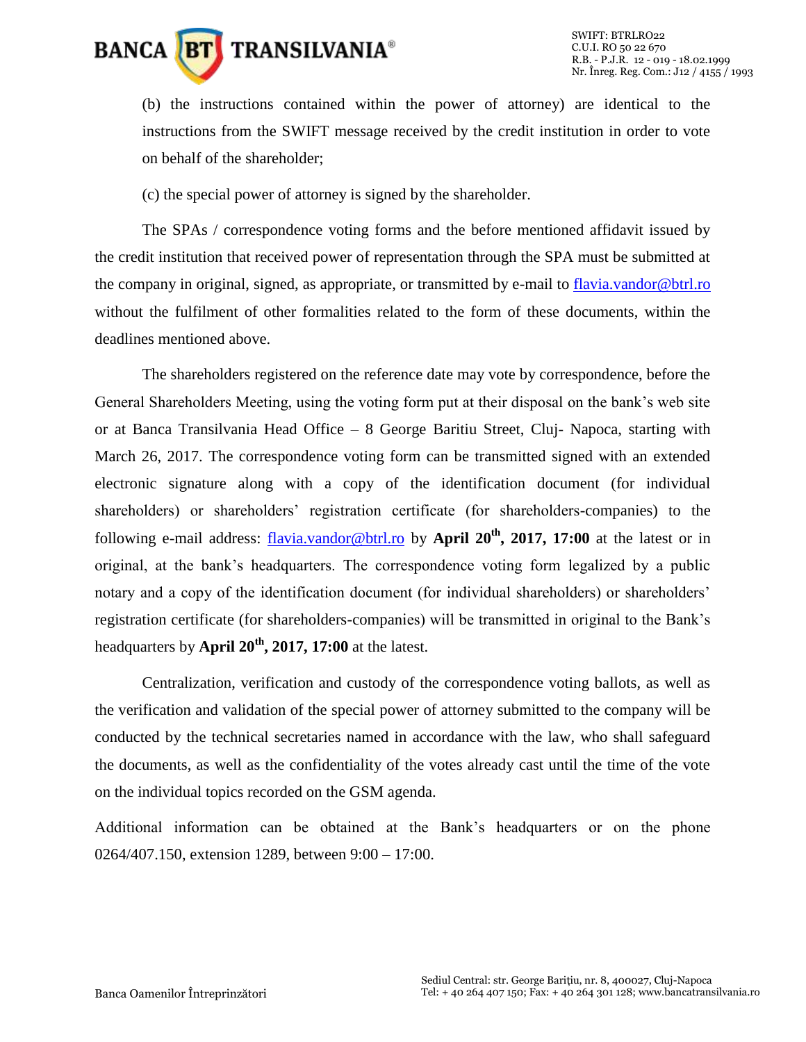(b) the instructions contained within the power of attorney) are identical to the instructions from the SWIFT message received by the credit institution in order to vote on behalf of the shareholder;

(c) the special power of attorney is signed by the shareholder.

The SPAs / correspondence voting forms and the before mentioned affidavit issued by the credit institution that received power of representation through the SPA must be submitted at the company in original, signed, as appropriate, or transmitted by e-mail to flavia.vandor@btrl.ro without the fulfilment of other formalities related to the form of these documents, within the deadlines mentioned above.

The shareholders registered on the reference date may vote by correspondence, before the General Shareholders Meeting, using the voting form put at their disposal on the bank's web site or at Banca Transilvania Head Office – 8 George Baritiu Street, Cluj- Napoca, starting with March 26, 2017. The correspondence voting form can be transmitted signed with an extended electronic signature along with a copy of the identification document (for individual shareholders) or shareholders' registration certificate (for shareholders-companies) to the following e-mail address: flavia.vandor@btrl.ro by **April 20th, 2017, 17:00** at the latest or in original, at the bank's headquarters. The correspondence voting form legalized by a public notary and a copy of the identification document (for individual shareholders) or shareholders' registration certificate (for shareholders-companies) will be transmitted in original to the Bank's headquarters by **April 20th, 2017, 17:00** at the latest.

Centralization, verification and custody of the correspondence voting ballots, as well as the verification and validation of the special power of attorney submitted to the company will be conducted by the technical secretaries named in accordance with the law, who shall safeguard the documents, as well as the confidentiality of the votes already cast until the time of the vote on the individual topics recorded on the GSM agenda.

Additional information can be obtained at the Bank's headquarters or on the phone 0264/407.150, extension 1289, between 9:00 – 17:00.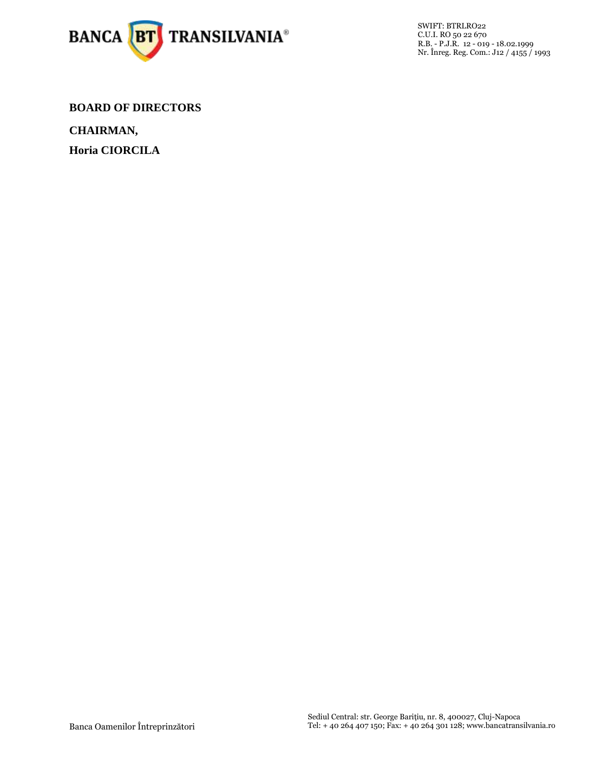**BOARD OF DIRECTORS**

**CHAIRMAN,**

**Horia CIORCILA**